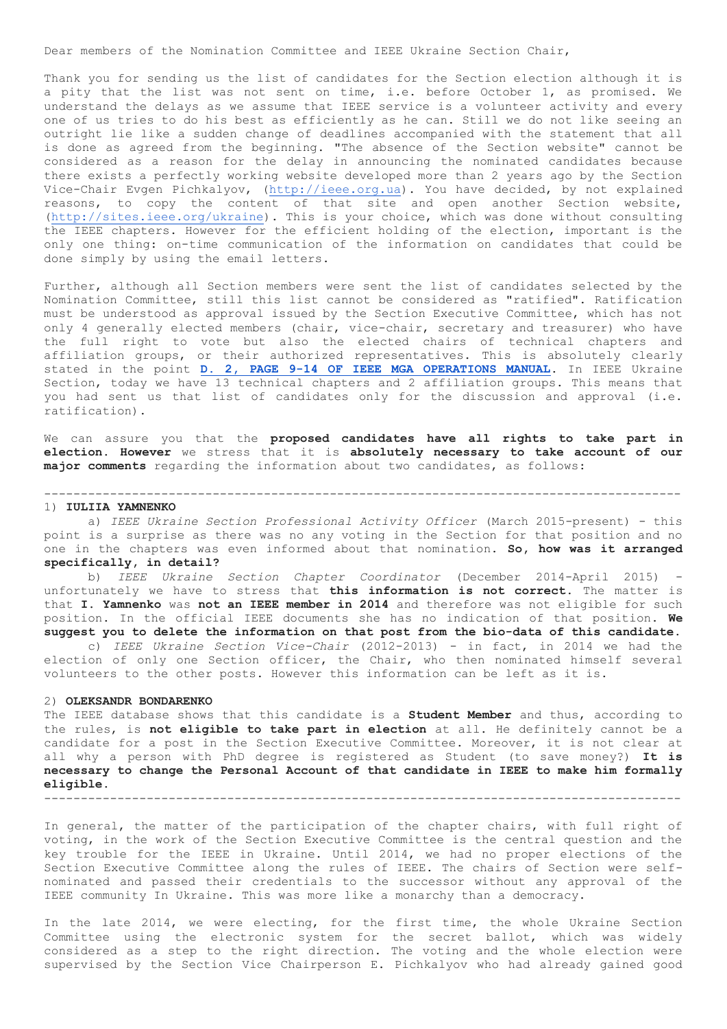Dear members of the Nomination Committee and IEEE Ukraine Section Chair,

Thank you for sending us the list of candidates for the Section election although it is a pity that the list was not sent on time, i.e. before October 1, as promised. We understand the delays as we assume that IEEE service is a volunteer activity and every one of us tries to do his best as efficiently as he can. Still we do not like seeing an outright lie like a sudden change of deadlines accompanied with the statement that all is done as agreed from the beginning. "The absence of the Section website" cannot be considered as a reason for the delay in announcing the nominated candidates because there exists a perfectly working website developed more than 2 years ago by the Section Vice-Chair Evgen Pichkalyov, (http://ieee.org.ua). You have decided, by not explained reasons, to copy the content of that site and open another Section website, (http://sites.ieee.org/ukraine). This is your choice, which was done without consulting the IEEE chapters. However for the efficient holding of the election, important is the only one thing: on-time communication of the information on candidates that could be done simply by using the email letters.

Further, although all Section members were sent the list of candidates selected by the Nomination Committee, still this list cannot be considered as "ratified". Ratification must be understood as approval issued by the Section Executive Committee, which has not only 4 generally elected members (chair, vice-chair, secretary and treasurer) who have the full right to vote but also the elected chairs of technical chapters and affiliation groups, or their authorized representatives. This is absolutely clearly stated in the point **D. 2, PAGE 9-14 OF IEEE MGA OPERATIONS MANUAL**. In IEEE Ukraine Section, today we have 13 technical chapters and 2 affiliation groups. This means that you had sent us that list of candidates only for the discussion and approval (i.e. ratification).

We can assure you that the **proposed candidates have all rights to take part in election. However** we stress that it is **absolutely necessary to take account of our major comments** regarding the information about two candidates, as follows:

---

1) **IULIIA YAMNENKO**

a) *IEEE Ukraine Section Professional Activity Officer* (March 2015-present) - this point is a surprise as there was no any voting in the Section for that position and no one in the chapters was even informed about that nomination. **So, how was it arranged specifically, in detail?**

b) *IEEE Ukraine Section Chapter Coordinator* (December 2014-April 2015) - unfortunately we have to stress that **this information is not correct**. The matter is that **I. Yamnenko** was **not an IEEE member in 2014** and therefore was not eligible for such position. In the official IEEE documents she has no indication of that position. **We suggest you to delete the information on that post from the bio-data of this candidate.**

c) *IEEE Ukraine Section Vice-Chair* (2012-2013) - in fact, in 2014 we had the election of only one Section officer, the Chair, who then nominated himself several volunteers to the other posts. However this information can be left as it is.

2) **OLEKSANDR BONDARENKO**

The IEEE database shows that this candidate is a **Student Member** and thus, according to the rules, is **not eligible to take part in election** at all. He definitely cannot be a candidate for a post in the Section Executive Committee. Moreover, it is not clear at all why a person with PhD degree is registered as Student (to save money?) **It is necessary to change the Personal Account of that candidate in IEEE to make him formally eligible.**

---

In general, the matter of the participation of the chapter chairs, with full right of voting, in the work of the Section Executive Committee is the central question and the key trouble for the IEEE in Ukraine. Until 2014, we had no proper elections of the Section Executive Committee along the rules of IEEE. The chairs of Section were self-nominated and passed their credentials to the successor without any approval of the IEEE community In Ukraine. This was more like a monarchy than a democracy.

In the late 2014, we were electing, for the first time, the whole Ukraine Section Committee using the electronic system for the secret ballot, which was widely considered as a step to the right direction. The voting and the whole election were supervised by the Section Vice Chairperson E. Pichkalyov who had already gained good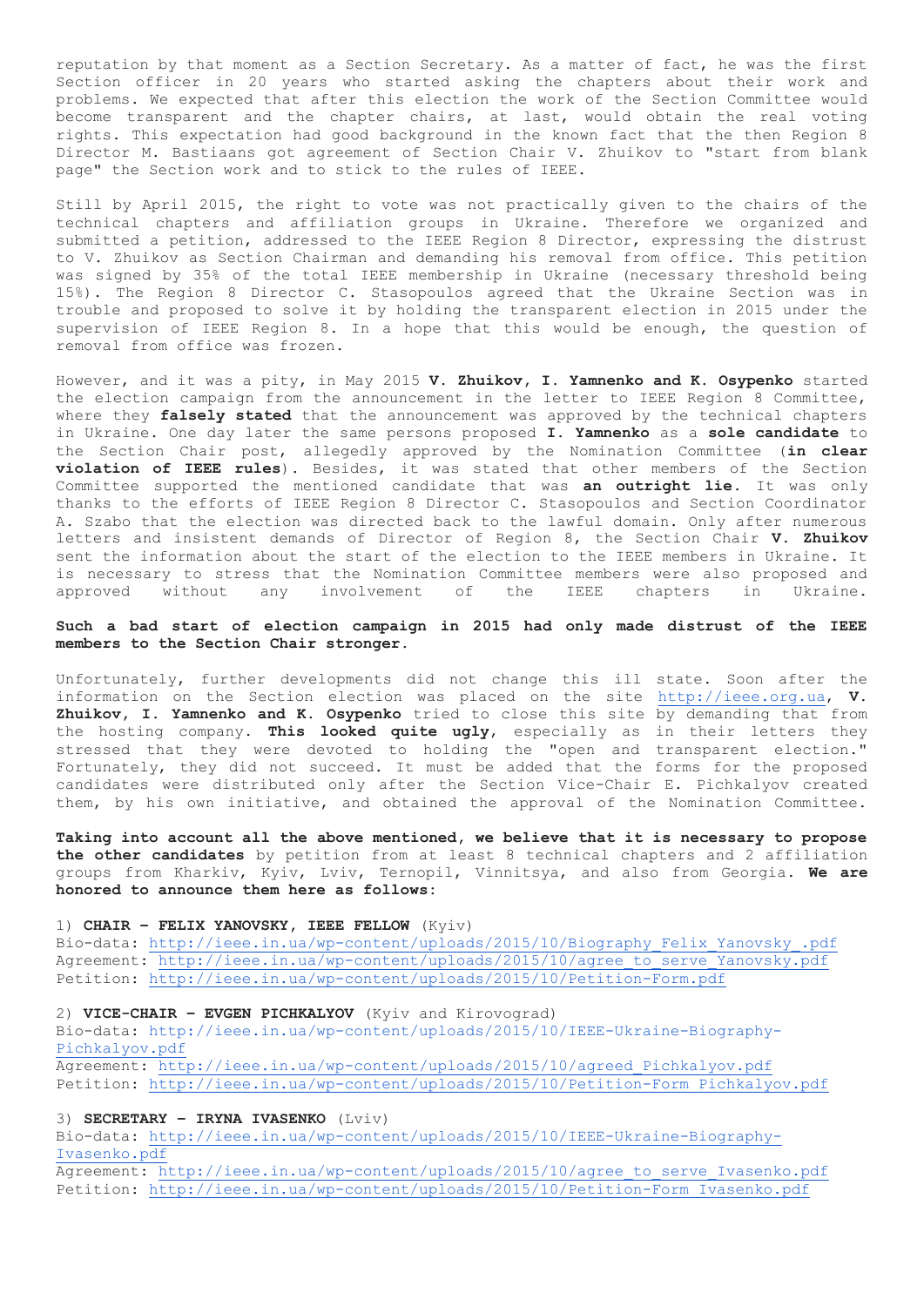reputation by that moment as a Section Secretary. As a matter of fact, he was the first Section officer in 20 years who started asking the chapters about their work and problems. We expected that after this election the work of the Section Committee would become transparent and the chapter chairs, at last, would obtain the real voting rights. This expectation had good background in the known fact that the then Region 8 Director M. Bastiaans got agreement of Section Chair V. Zhuikov to "start from blank page" the Section work and to stick to the rules of IEEE.

Still by April 2015, the right to vote was not practically given to the chairs of the technical chapters and affiliation groups in Ukraine. Therefore we organized and submitted a petition, addressed to the IEEE Region 8 Director, expressing the distrust to V. Zhuikov as Section Chairman and demanding his removal from office. This petition was signed by 35% of the total IEEE membership in Ukraine (necessary threshold being 15%). The Region 8 Director C. Stasopoulos agreed that the Ukraine Section was in trouble and proposed to solve it by holding the transparent election in 2015 under the supervision of IEEE Region 8. In a hope that this would be enough, the question of removal from office was frozen.

However, and it was a pity, in May 2015 **V. Zhuikov, I. Yamnenko and K. Osypenko** started the election campaign from the announcement in the letter to IEEE Region 8 Committee, where they **falsely stated** that the announcement was approved by the technical chapters in Ukraine. One day later the same persons proposed **I. Yamnenko** as a **sole candidate** to the Section Chair post, allegedly approved by the Nomination Committee (**in clear violation of IEEE rules**). Besides, it was stated that other members of the Section Committee supported the mentioned candidate that was **an outright lie**. It was only thanks to the efforts of IEEE Region 8 Director C. Stasopoulos and Section Coordinator A. Szabo that the election was directed back to the lawful domain. Only after numerous letters and insistent demands of Director of Region 8, the Section Chair **V. Zhuikov** sent the information about the start of the election to the IEEE members in Ukraine. It is necessary to stress that the Nomination Committee members were also proposed and approved without any involvement of the IEEE chapters in Ukraine.

**Such a bad start of election campaign in 2015 had only made distrust of the IEEE members to the Section Chair stronger.**

Unfortunately, further developments did not change this ill state. Soon after the information on the Section election was placed on the site http://ieee.org.ua, **V. Zhuikov, I. Yamnenko and K. Osypenko** tried to close this site by demanding that from the hosting company. **This looked quite ugly**, especially as in their letters they stressed that they were devoted to holding the "open and transparent election." Fortunately, they did not succeed. It must be added that the forms for the proposed candidates were distributed only after the Section Vice-Chair E. Pichkalyov created them, by his own initiative, and obtained the approval of the Nomination Committee.

**Taking into account all the above mentioned, we believe that it is necessary to propose the other candidates** by petition from at least 8 technical chapters and 2 affiliation groups from Kharkiv, Kyiv, Lviv, Ternopil, Vinnitsya, and also from Georgia. **We are honored to announce them here as follows:**

1) **CHAIR – FELIX YANOVSKY, IEEE FELLOW** (Kyiv)
Bio-data: http://ieee.in.ua/wp-content/uploads/2015/10/Biography_Felix_Yanovsky_.pdf
Agreement: http://ieee.in.ua/wp-content/uploads/2015/10/agree_to_serve_Yanovsky.pdf
Petition: http://ieee.in.ua/wp-content/uploads/2015/10/Petition-Form.pdf

2) **VICE-CHAIR – EVGEN PICHKALYOV** (Kyiv and Kirovograd)
Bio-data: http://ieee.in.ua/wp-content/uploads/2015/10/IEEE-Ukraine-Biography-Pichkalyov.pdf
Agreement: http://ieee.in.ua/wp-content/uploads/2015/10/agreed_Pichkalyov.pdf
Petition: http://ieee.in.ua/wp-content/uploads/2015/10/Petition-Form_Pichkalyov.pdf

3) **SECRETARY – IRYNA IVASENKO** (Lviv)
Bio-data: http://ieee.in.ua/wp-content/uploads/2015/10/IEEE-Ukraine-Biography-Ivasenko.pdf
Agreement: http://ieee.in.ua/wp-content/uploads/2015/10/agree_to_serve_Ivasenko.pdf
Petition: http://ieee.in.ua/wp-content/uploads/2015/10/Petition-Form_Ivasenko.pdf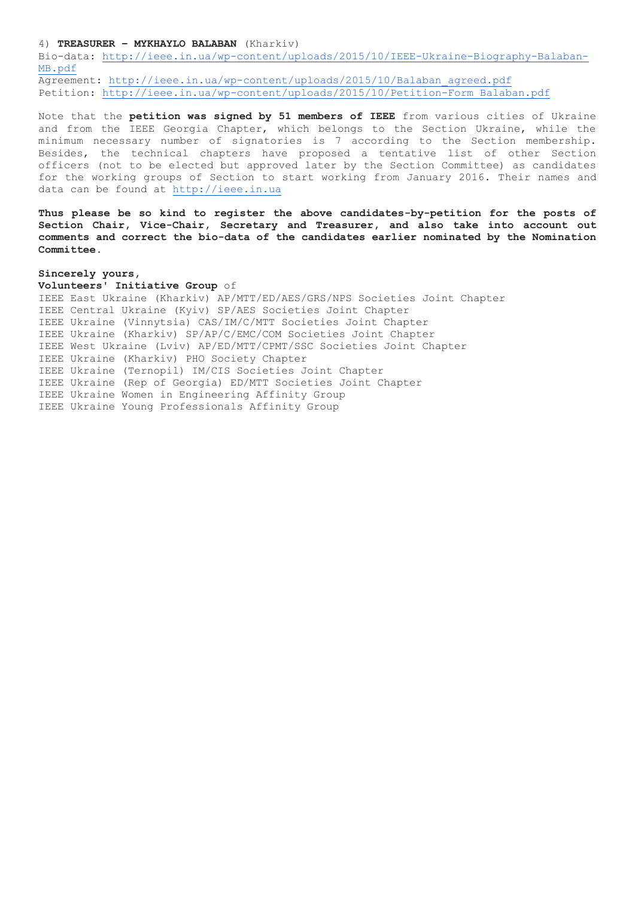4) **TREASURER – MYKHAYLO BALABAN** (Kharkiv)
Bio-data: http://ieee.in.ua/wp-content/uploads/2015/10/IEEE-Ukraine-Biography-Balaban-MB.pdf
Agreement: http://ieee.in.ua/wp-content/uploads/2015/10/Balaban_agreed.pdf
Petition: http://ieee.in.ua/wp-content/uploads/2015/10/Petition-Form_Balaban.pdf

Note that the **petition was signed by 51 members of IEEE** from various cities of Ukraine and from the IEEE Georgia Chapter, which belongs to the Section Ukraine, while the minimum necessary number of signatories is 7 according to the Section membership. Besides, the technical chapters have proposed a tentative list of other Section officers (not to be elected but approved later by the Section Committee) as candidates for the working groups of Section to start working from January 2016. Their names and data can be found at http://ieee.in.ua

**Thus please be so kind to register the above candidates-by-petition for the posts of Section Chair, Vice-Chair, Secretary and Treasurer, and also take into account out comments and correct the bio-data of the candidates earlier nominated by the Nomination Committee.**

**Sincerely yours,**
**Volunteers' Initiative Group** of
IEEE East Ukraine (Kharkiv) AP/MTT/ED/AES/GRS/NPS Societies Joint Chapter
IEEE Central Ukraine (Kyiv) SP/AES Societies Joint Chapter
IEEE Ukraine (Vinnytsia) CAS/IM/C/MTT Societies Joint Chapter
IEEE Ukraine (Kharkiv) SP/AP/C/EMC/COM Societies Joint Chapter
IEEE West Ukraine (Lviv) AP/ED/MTT/CPMT/SSC Societies Joint Chapter
IEEE Ukraine (Kharkiv) PHO Society Chapter
IEEE Ukraine (Ternopil) IM/CIS Societies Joint Chapter
IEEE Ukraine (Rep of Georgia) ED/MTT Societies Joint Chapter
IEEE Ukraine Women in Engineering Affinity Group
IEEE Ukraine Young Professionals Affinity Group